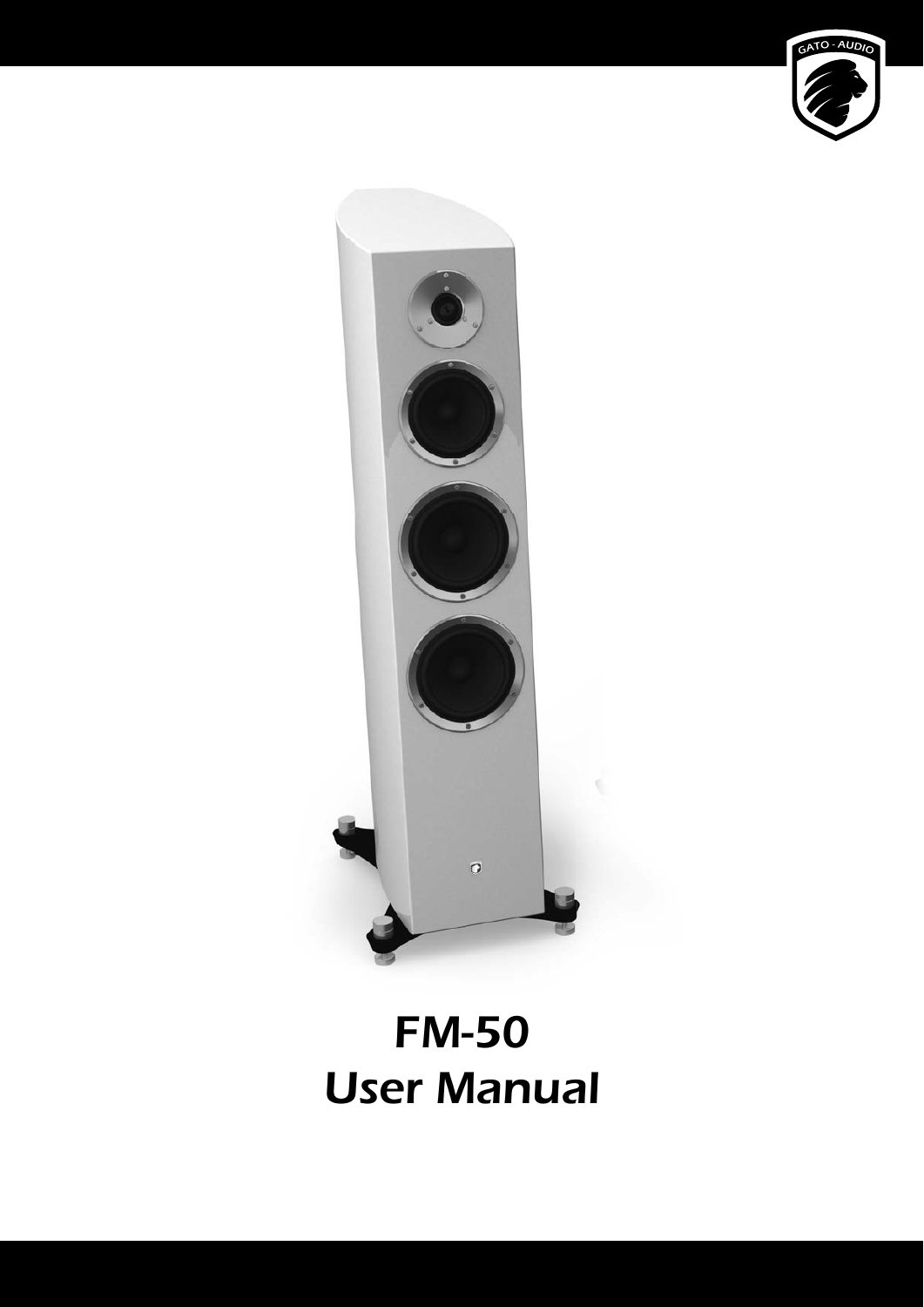# FM-50
# User Manual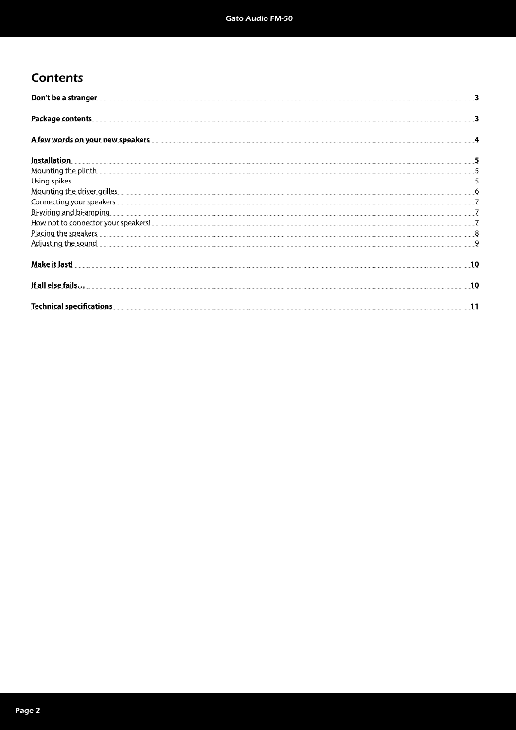# Contents

**Don't be a stranger** 3

**Package contents** 3

**A few words on your new speakers** 4

**Installation** 5

Mounting the plinth 5

Using spikes 5

Mounting the driver grilles 6

Connecting your speakers 7

Bi-wiring and bi-amping 7

How not to connector your speakers! 7

Placing the speakers 8

Adjusting the sound 9

**Make it last!** 10

**If all else fails…** 10

**Technical specifications** 11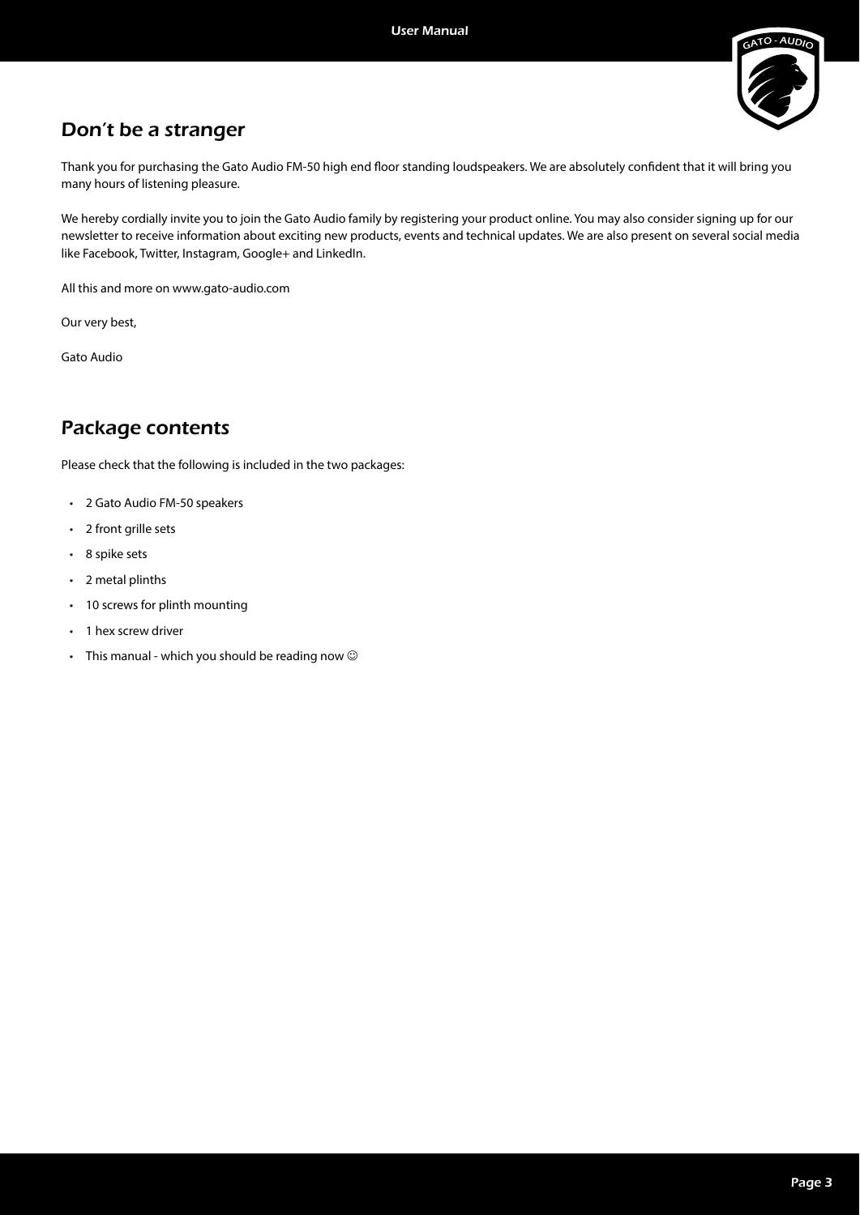## Don't be a stranger

Thank you for purchasing the Gato Audio FM-50 high end floor standing loudspeakers. We are absolutely confident that it will bring you many hours of listening pleasure.

We hereby cordially invite you to join the Gato Audio family by registering your product online. You may also consider signing up for our newsletter to receive information about exciting new products, events and technical updates. We are also present on several social media like Facebook, Twitter, Instagram, Google+ and LinkedIn.

All this and more on www.gato-audio.com

Our very best,

Gato Audio

## Package contents

Please check that the following is included in the two packages:

- 2 Gato Audio FM-50 speakers
- 2 front grille sets
- 8 spike sets
- 2 metal plinths
- 10 screws for plinth mounting
- 1 hex screw driver
- This manual - which you should be reading now ☺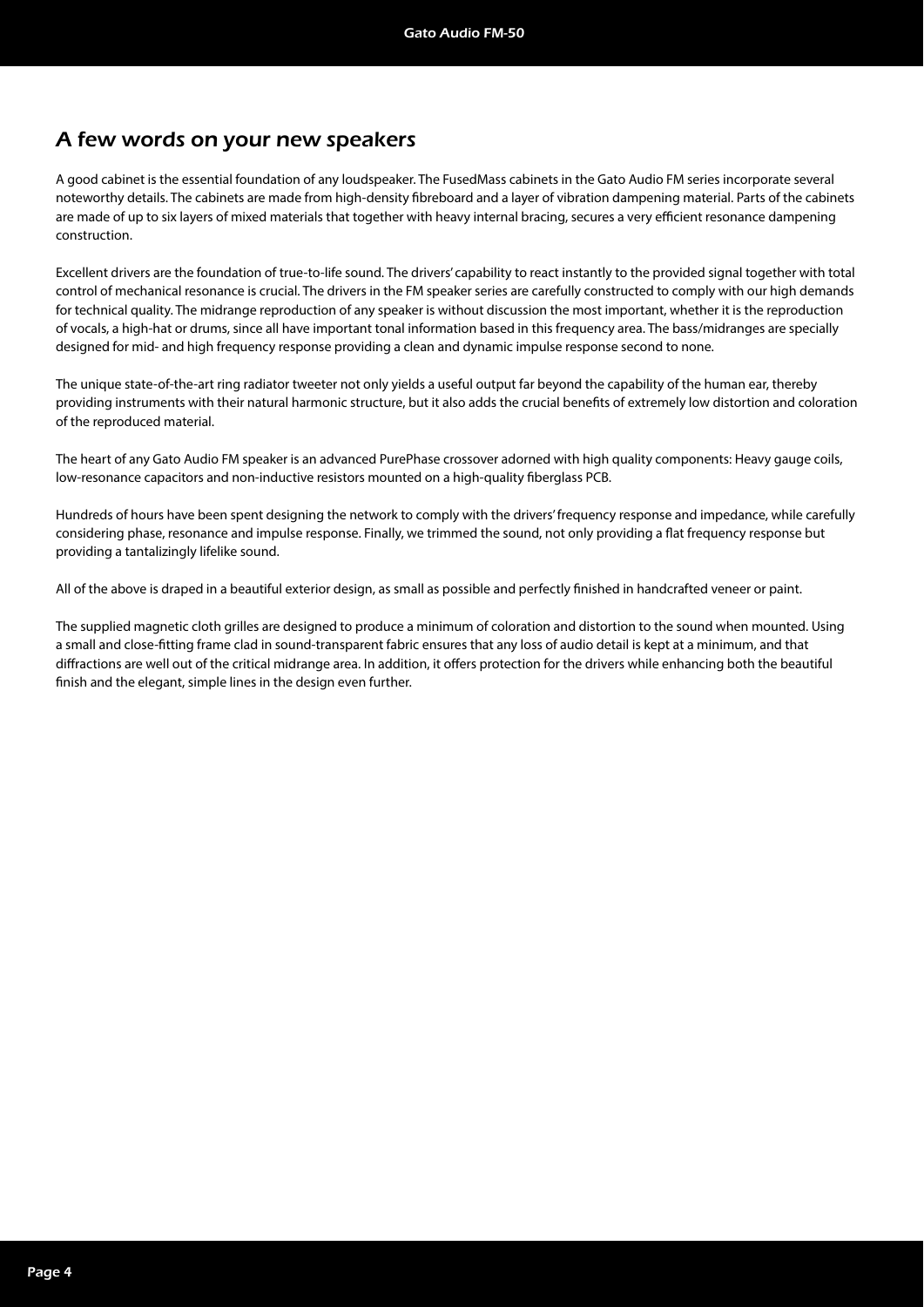## A few words on your new speakers

A good cabinet is the essential foundation of any loudspeaker. The FusedMass cabinets in the Gato Audio FM series incorporate several noteworthy details. The cabinets are made from high-density fibreboard and a layer of vibration dampening material. Parts of the cabinets are made of up to six layers of mixed materials that together with heavy internal bracing, secures a very efficient resonance dampening construction.

Excellent drivers are the foundation of true-to-life sound. The drivers' capability to react instantly to the provided signal together with total control of mechanical resonance is crucial. The drivers in the FM speaker series are carefully constructed to comply with our high demands for technical quality. The midrange reproduction of any speaker is without discussion the most important, whether it is the reproduction of vocals, a high-hat or drums, since all have important tonal information based in this frequency area. The bass/midranges are specially designed for mid- and high frequency response providing a clean and dynamic impulse response second to none.

The unique state-of-the-art ring radiator tweeter not only yields a useful output far beyond the capability of the human ear, thereby providing instruments with their natural harmonic structure, but it also adds the crucial benefits of extremely low distortion and coloration of the reproduced material.

The heart of any Gato Audio FM speaker is an advanced PurePhase crossover adorned with high quality components: Heavy gauge coils, low-resonance capacitors and non-inductive resistors mounted on a high-quality fiberglass PCB.

Hundreds of hours have been spent designing the network to comply with the drivers' frequency response and impedance, while carefully considering phase, resonance and impulse response. Finally, we trimmed the sound, not only providing a flat frequency response but providing a tantalizingly lifelike sound.

All of the above is draped in a beautiful exterior design, as small as possible and perfectly finished in handcrafted veneer or paint.

The supplied magnetic cloth grilles are designed to produce a minimum of coloration and distortion to the sound when mounted. Using a small and close-fitting frame clad in sound-transparent fabric ensures that any loss of audio detail is kept at a minimum, and that diffractions are well out of the critical midrange area. In addition, it offers protection for the drivers while enhancing both the beautiful finish and the elegant, simple lines in the design even further.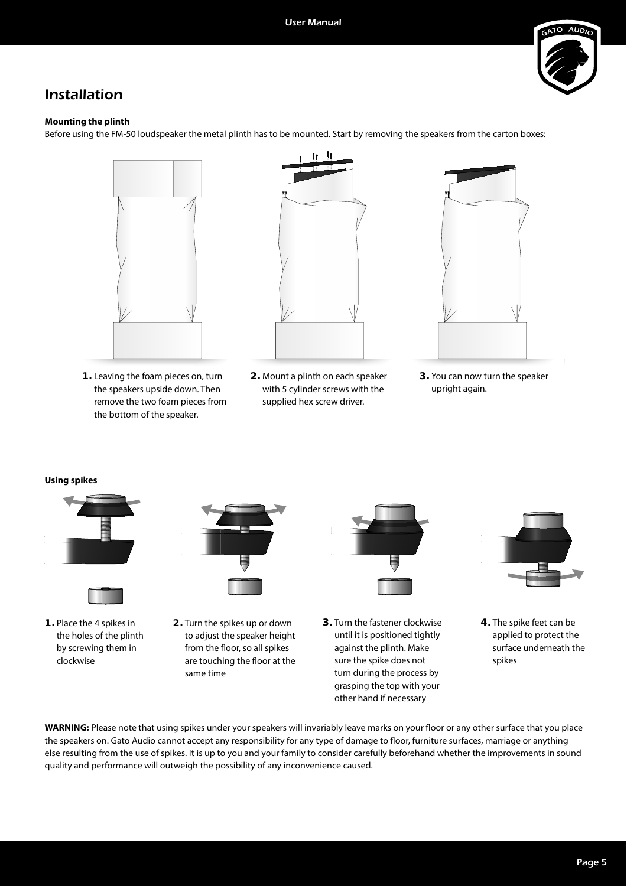# Installation

**Mounting the plinth**

Before using the FM-50 loudspeaker the metal plinth has to be mounted. Start by removing the speakers from the carton boxes:

1. Leaving the foam pieces on, turn the speakers upside down. Then remove the two foam pieces from the bottom of the speaker.
2. Mount a plinth on each speaker with 5 cylinder screws with the supplied hex screw driver.
3. You can now turn the speaker upright again.

**Using spikes**

1. Place the 4 spikes in the holes of the plinth by screwing them in clockwise
2. Turn the spikes up or down to adjust the speaker height from the floor, so all spikes are touching the floor at the same time
3. Turn the fastener clockwise until it is positioned tightly against the plinth. Make sure the spike does not turn during the process by grasping the top with your other hand if necessary
4. The spike feet can be applied to protect the surface underneath the spikes

**WARNING:** Please note that using spikes under your speakers will invariably leave marks on your floor or any other surface that you place the speakers on. Gato Audio cannot accept any responsibility for any type of damage to floor, furniture surfaces, marriage or anything else resulting from the use of spikes. It is up to you and your family to consider carefully beforehand whether the improvements in sound quality and performance will outweigh the possibility of any inconvenience caused.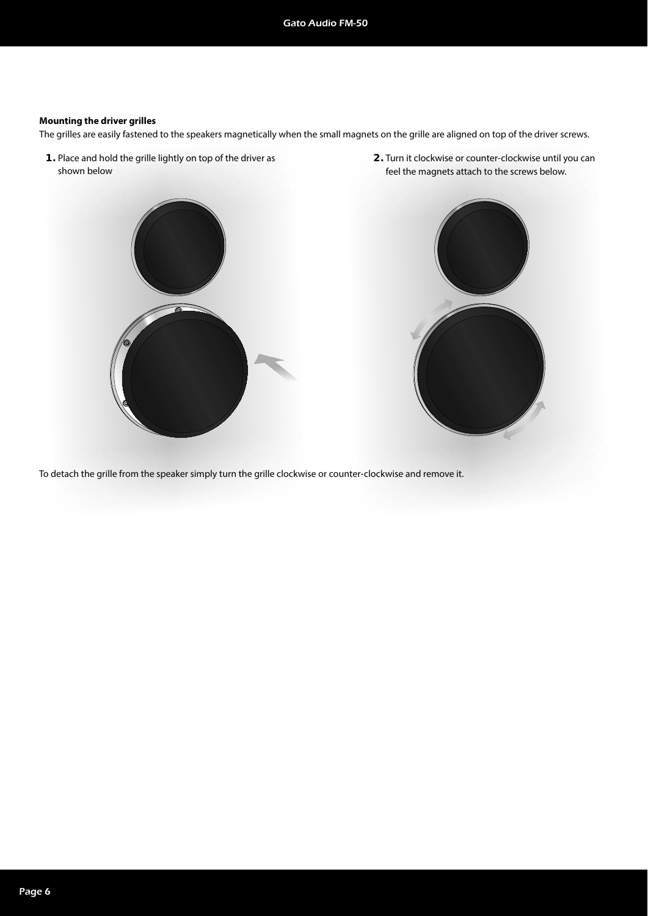**Mounting the driver grilles**

The grilles are easily fastened to the speakers magnetically when the small magnets on the grille are aligned on top of the driver screws.

1. Place and hold the grille lightly on top of the driver as shown below
2. Turn it clockwise or counter-clockwise until you can feel the magnets attach to the screws below.

To detach the grille from the speaker simply turn the grille clockwise or counter-clockwise and remove it.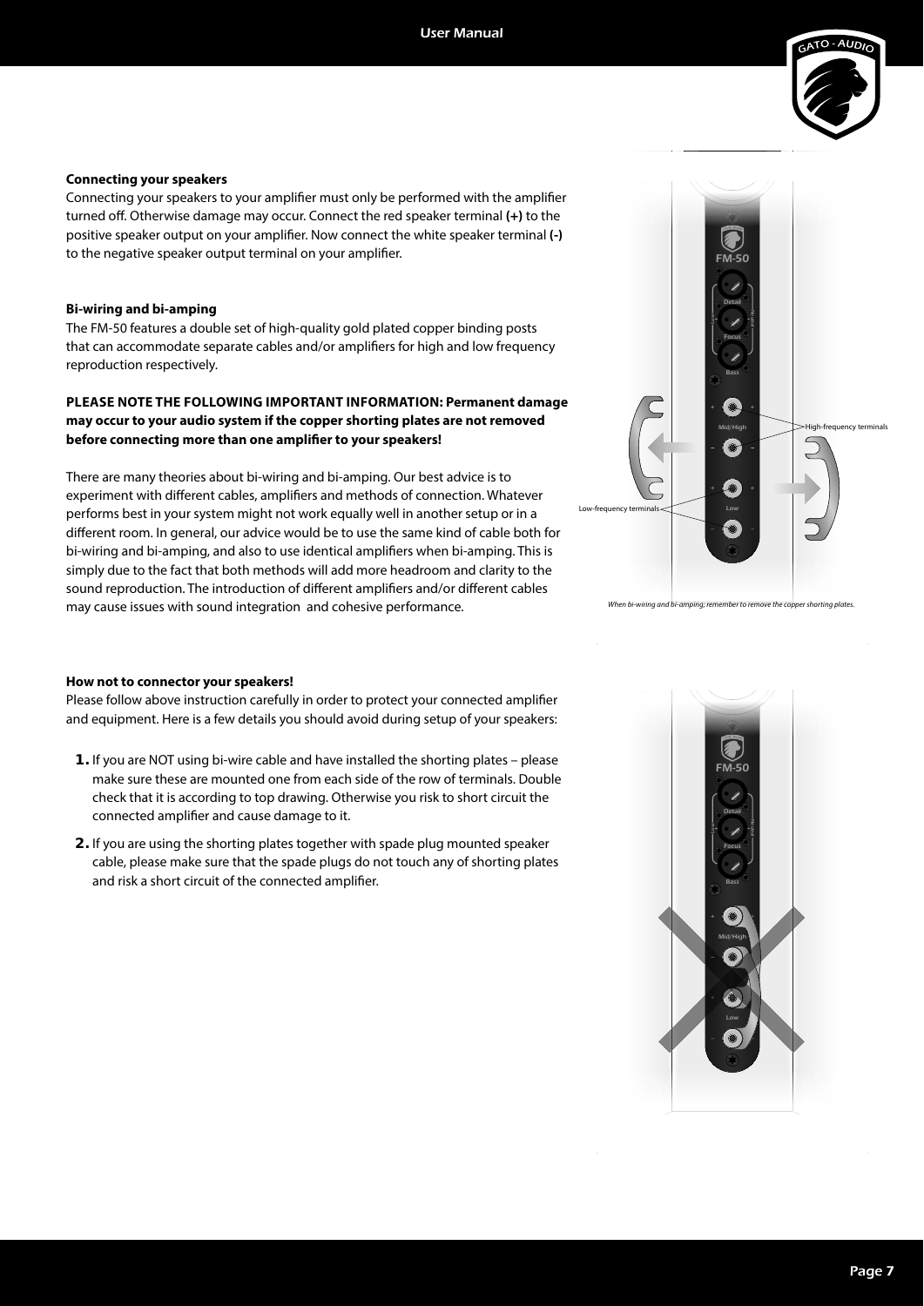**Connecting your speakers**

Connecting your speakers to your amplifier must only be performed with the amplifier turned off. Otherwise damage may occur. Connect the red speaker terminal **(+)** to the positive speaker output on your amplifier. Now connect the white speaker terminal **(-)** to the negative speaker output terminal on your amplifier.

**Bi-wiring and bi-amping**

The FM-50 features a double set of high-quality gold plated copper binding posts that can accommodate separate cables and/or amplifiers for high and low frequency reproduction respectively.

**PLEASE NOTE THE FOLLOWING IMPORTANT INFORMATION: Permanent damage may occur to your audio system if the copper shorting plates are not removed before connecting more than one amplifier to your speakers!**

There are many theories about bi-wiring and bi-amping. Our best advice is to experiment with different cables, amplifiers and methods of connection. Whatever performs best in your system might not work equally well in another setup or in a different room. In general, our advice would be to use the same kind of cable both for bi-wiring and bi-amping, and also to use identical amplifiers when bi-amping. This is simply due to the fact that both methods will add more headroom and clarity to the sound reproduction. The introduction of different amplifiers and/or different cables may cause issues with sound integration and cohesive performance.

High-frequency terminals

Low-frequency terminals

*When bi-wiring and bi-amping; remember to remove the copper shorting plates.*

**How not to connector your speakers!**

Please follow above instruction carefully in order to protect your connected amplifier and equipment. Here is a few details you should avoid during setup of your speakers:

1. If you are NOT using bi-wire cable and have installed the shorting plates – please make sure these are mounted one from each side of the row of terminals. Double check that it is according to top drawing. Otherwise you risk to short circuit the connected amplifier and cause damage to it.
2. If you are using the shorting plates together with spade plug mounted speaker cable, please make sure that the spade plugs do not touch any of shorting plates and risk a short circuit of the connected amplifier.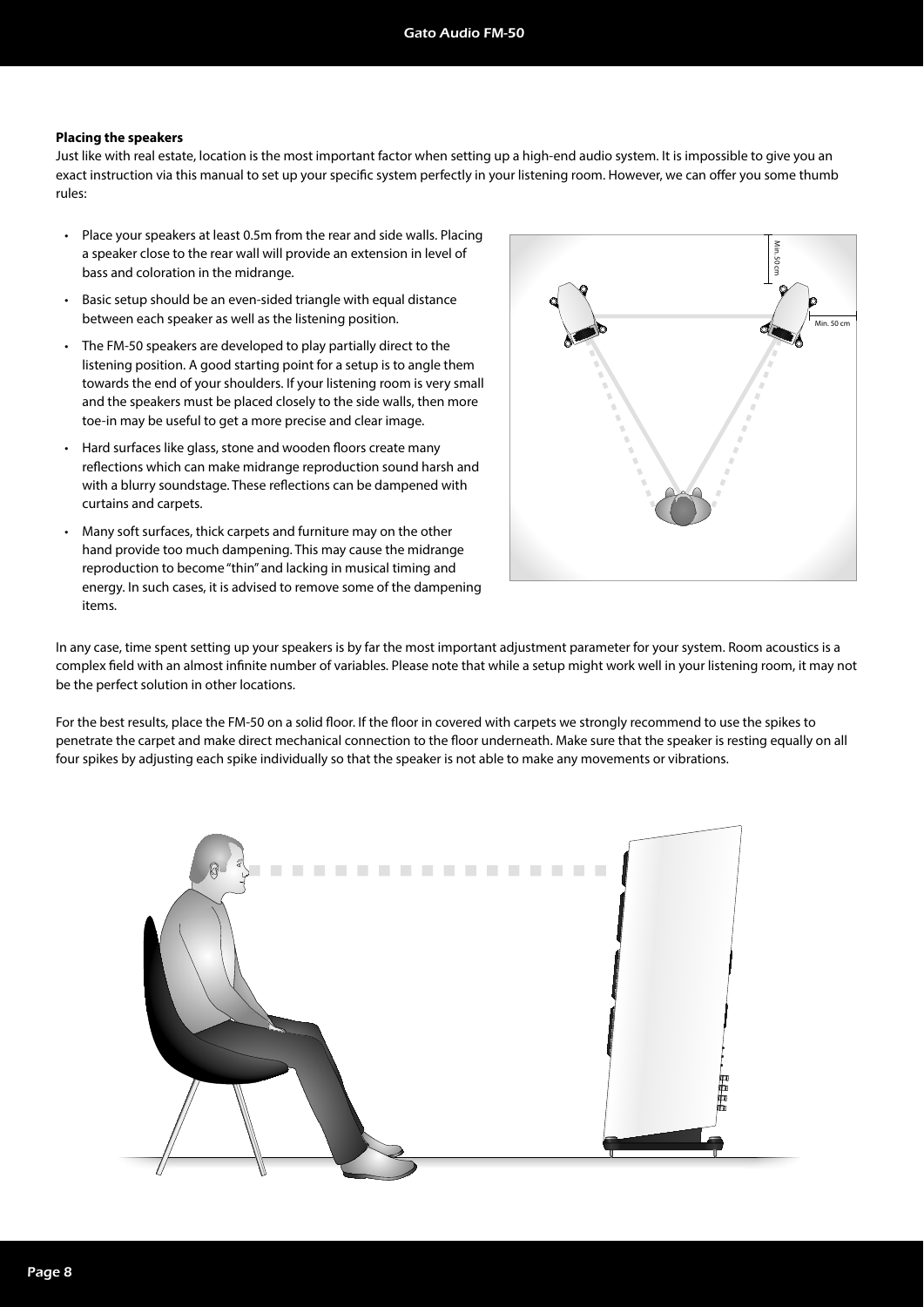**Placing the speakers**

Just like with real estate, location is the most important factor when setting up a high-end audio system. It is impossible to give you an exact instruction via this manual to set up your specific system perfectly in your listening room. However, we can offer you some thumb rules:

- Place your speakers at least 0.5m from the rear and side walls. Placing a speaker close to the rear wall will provide an extension in level of bass and coloration in the midrange.
- Basic setup should be an even-sided triangle with equal distance between each speaker as well as the listening position.
- The FM-50 speakers are developed to play partially direct to the listening position. A good starting point for a setup is to angle them towards the end of your shoulders. If your listening room is very small and the speakers must be placed closely to the side walls, then more toe-in may be useful to get a more precise and clear image.
- Hard surfaces like glass, stone and wooden floors create many reflections which can make midrange reproduction sound harsh and with a blurry soundstage. These reflections can be dampened with curtains and carpets.
- Many soft surfaces, thick carpets and furniture may on the other hand provide too much dampening. This may cause the midrange reproduction to become "thin" and lacking in musical timing and energy. In such cases, it is advised to remove some of the dampening items.

In any case, time spent setting up your speakers is by far the most important adjustment parameter for your system. Room acoustics is a complex field with an almost infinite number of variables. Please note that while a setup might work well in your listening room, it may not be the perfect solution in other locations.

For the best results, place the FM-50 on a solid floor. If the floor in covered with carpets we strongly recommend to use the spikes to penetrate the carpet and make direct mechanical connection to the floor underneath. Make sure that the speaker is resting equally on all four spikes by adjusting each spike individually so that the speaker is not able to make any movements or vibrations.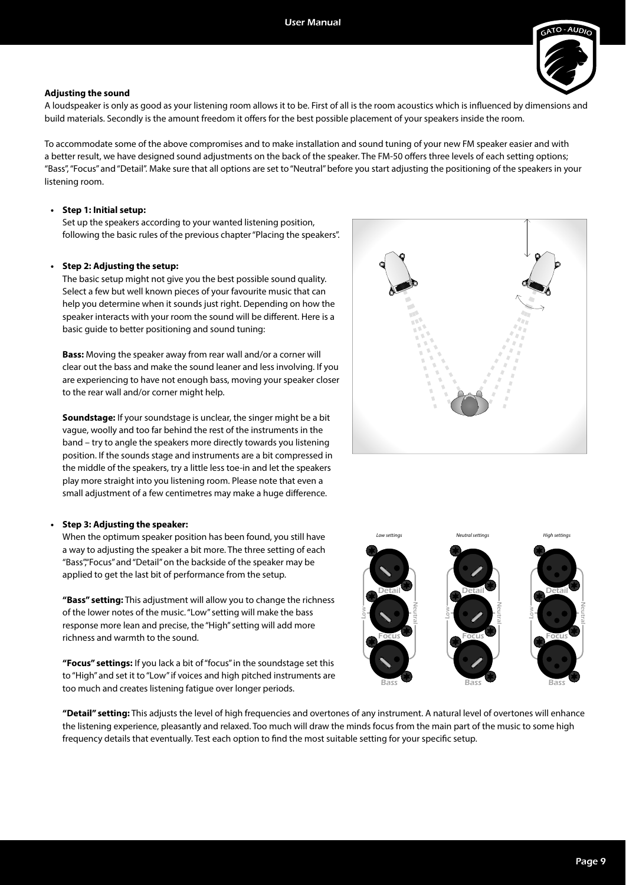**Adjusting the sound**

A loudspeaker is only as good as your listening room allows it to be. First of all is the room acoustics which is influenced by dimensions and build materials. Secondly is the amount freedom it offers for the best possible placement of your speakers inside the room.

To accommodate some of the above compromises and to make installation and sound tuning of your new FM speaker easier and with a better result, we have designed sound adjustments on the back of the speaker. The FM-50 offers three levels of each setting options; "Bass", "Focus" and "Detail". Make sure that all options are set to "Neutral" before you start adjusting the positioning of the speakers in your listening room.

- **Step 1: Initial setup:**
  Set up the speakers according to your wanted listening position, following the basic rules of the previous chapter "Placing the speakers".

- **Step 2: Adjusting the setup:**
  The basic setup might not give you the best possible sound quality. Select a few but well known pieces of your favourite music that can help you determine when it sounds just right. Depending on how the speaker interacts with your room the sound will be different. Here is a basic guide to better positioning and sound tuning:

  **Bass:** Moving the speaker away from rear wall and/or a corner will clear out the bass and make the sound leaner and less involving. If you are experiencing to have not enough bass, moving your speaker closer to the rear wall and/or corner might help.

  **Soundstage:** If your soundstage is unclear, the singer might be a bit vague, woolly and too far behind the rest of the instruments in the band – try to angle the speakers more directly towards you listening position. If the sounds stage and instruments are a bit compressed in the middle of the speakers, try a little less toe-in and let the speakers play more straight into you listening room. Please note that even a small adjustment of a few centimetres may make a huge difference.

- **Step 3: Adjusting the speaker:**
  When the optimum speaker position has been found, you still have a way to adjusting the speaker a bit more. The three setting of each "Bass","Focus" and "Detail" on the backside of the speaker may be applied to get the last bit of performance from the setup.

  **"Bass" setting:** This adjustment will allow you to change the richness of the lower notes of the music. "Low" setting will make the bass response more lean and precise, the "High" setting will add more richness and warmth to the sound.

  **"Focus" settings:** If you lack a bit of "focus" in the soundstage set this to "High" and set it to "Low" if voices and high pitched instruments are too much and creates listening fatigue over longer periods.

  **"Detail" setting:** This adjusts the level of high frequencies and overtones of any instrument. A natural level of overtones will enhance the listening experience, pleasantly and relaxed. Too much will draw the minds focus from the main part of the music to some high frequency details that eventually. Test each option to find the most suitable setting for your specific setup.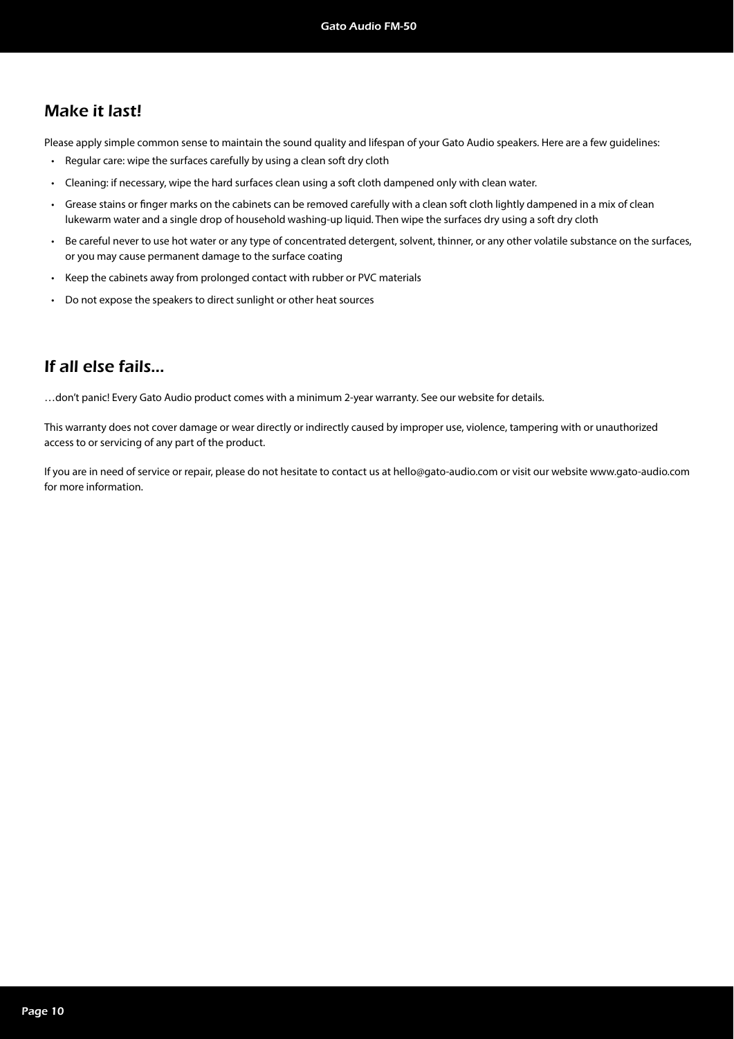## Make it last!

Please apply simple common sense to maintain the sound quality and lifespan of your Gato Audio speakers. Here are a few guidelines:

- Regular care: wipe the surfaces carefully by using a clean soft dry cloth
- Cleaning: if necessary, wipe the hard surfaces clean using a soft cloth dampened only with clean water.
- Grease stains or finger marks on the cabinets can be removed carefully with a clean soft cloth lightly dampened in a mix of clean lukewarm water and a single drop of household washing-up liquid. Then wipe the surfaces dry using a soft dry cloth
- Be careful never to use hot water or any type of concentrated detergent, solvent, thinner, or any other volatile substance on the surfaces, or you may cause permanent damage to the surface coating
- Keep the cabinets away from prolonged contact with rubber or PVC materials
- Do not expose the speakers to direct sunlight or other heat sources

## If all else fails...

…don't panic! Every Gato Audio product comes with a minimum 2-year warranty. See our website for details.

This warranty does not cover damage or wear directly or indirectly caused by improper use, violence, tampering with or unauthorized access to or servicing of any part of the product.

If you are in need of service or repair, please do not hesitate to contact us at hello@gato-audio.com or visit our website www.gato-audio.com for more information.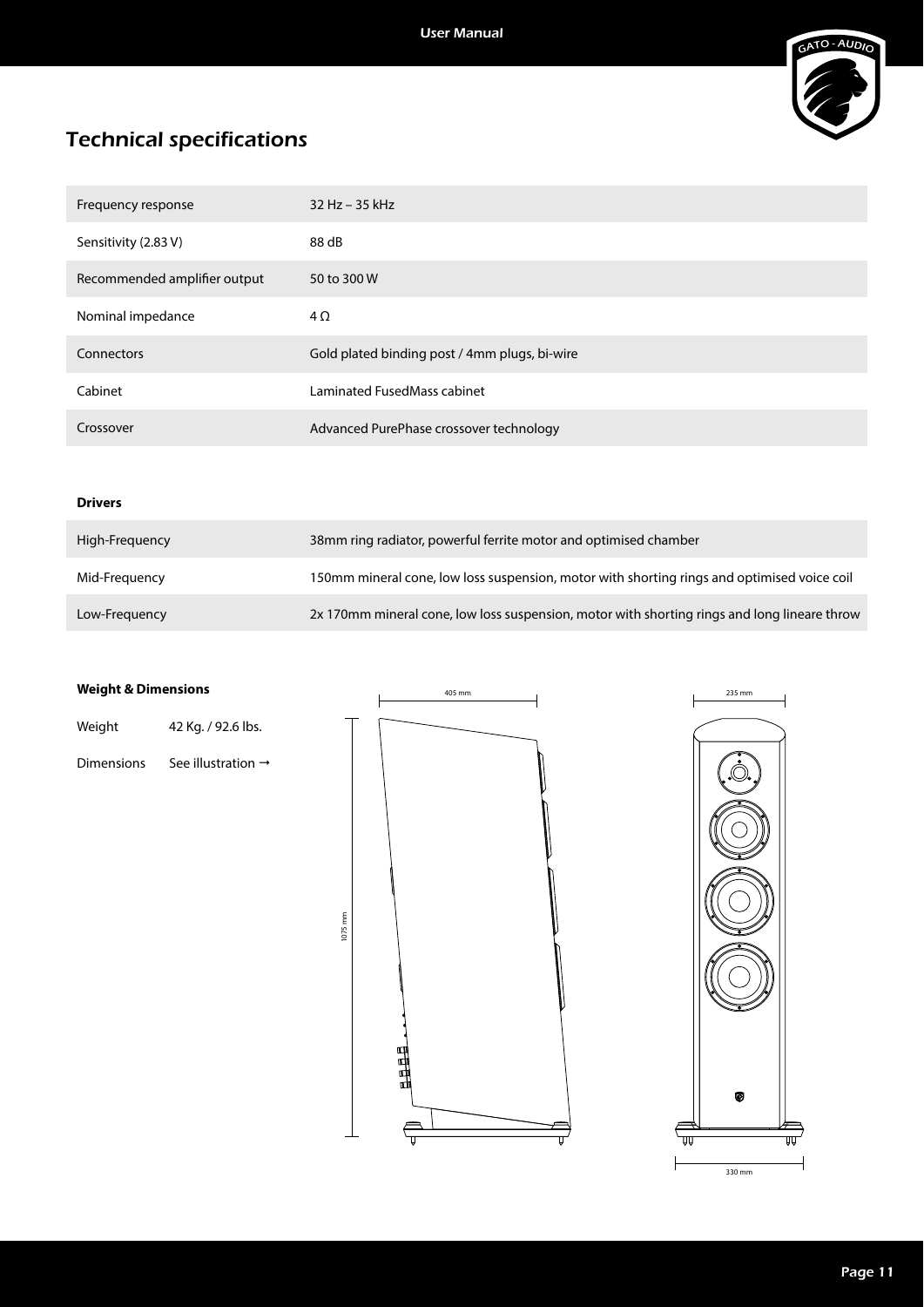# Technical specifications

| | |
|---|---|
| Frequency response | 32 Hz – 35 kHz |
| Sensitivity (2.83 V) | 88 dB |
| Recommended amplifier output | 50 to 300 W |
| Nominal impedance | 4 Ω |
| Connectors | Gold plated binding post / 4mm plugs, bi-wire |
| Cabinet | Laminated FusedMass cabinet |
| Crossover | Advanced PurePhase crossover technology |

**Drivers**

| | |
|---|---|
| High-Frequency | 38mm ring radiator, powerful ferrite motor and optimised chamber |
| Mid-Frequency | 150mm mineral cone, low loss suspension, motor with shorting rings and optimised voice coil |
| Low-Frequency | 2x 170mm mineral cone, low loss suspension, motor with shorting rings and long lineare throw |

**Weight & Dimensions**

| | |
|---|---|
| Weight | 42 Kg. / 92.6 lbs. |
| Dimensions | See illustration → |

405 mm

1075 mm

235 mm

330 mm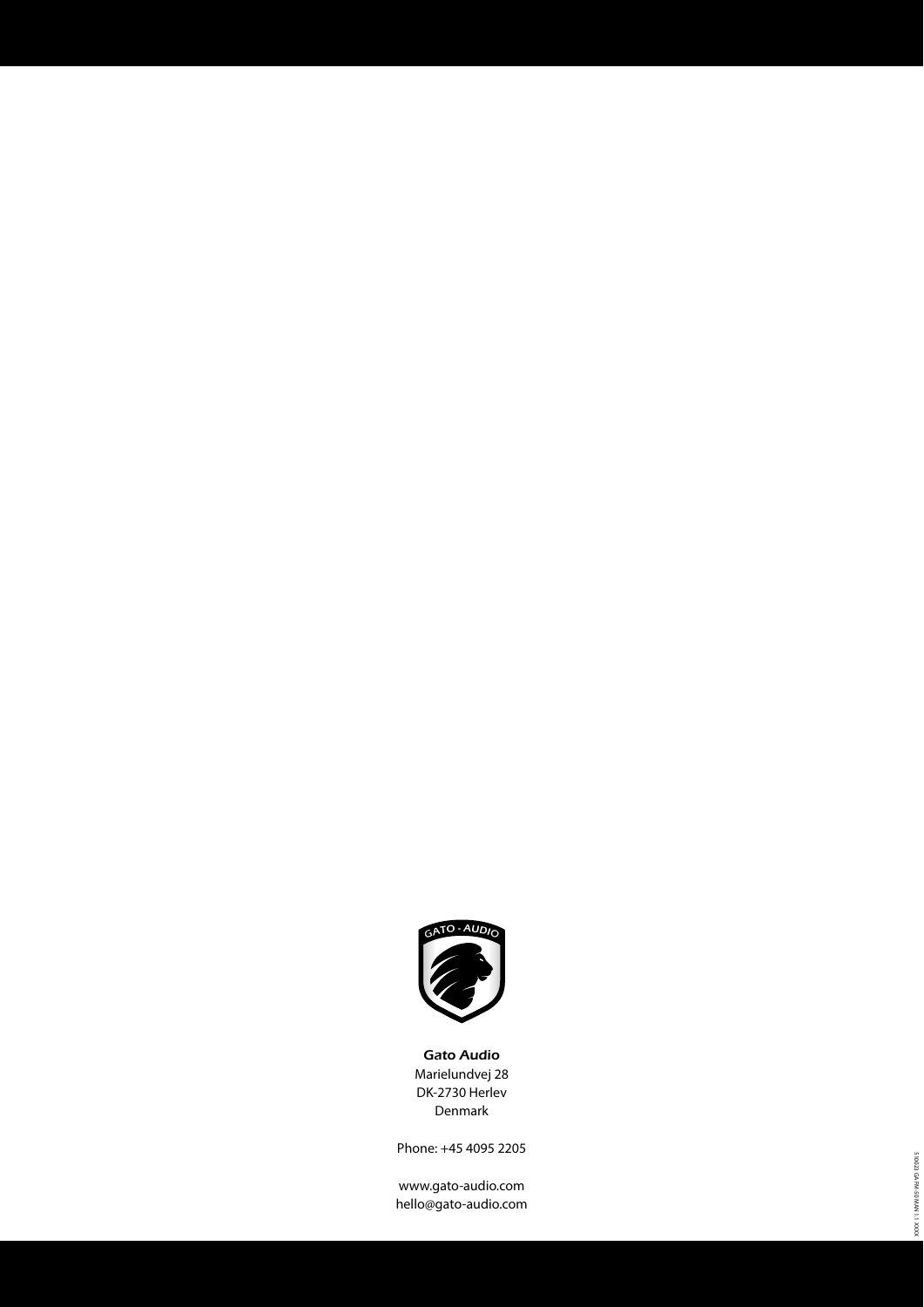GATO · AUDIO

**Gato Audio**
Marielundvej 28
DK-2730 Herlev
Denmark

Phone: +45 4095 2205

www.gato-audio.com
hello@gato-audio.com